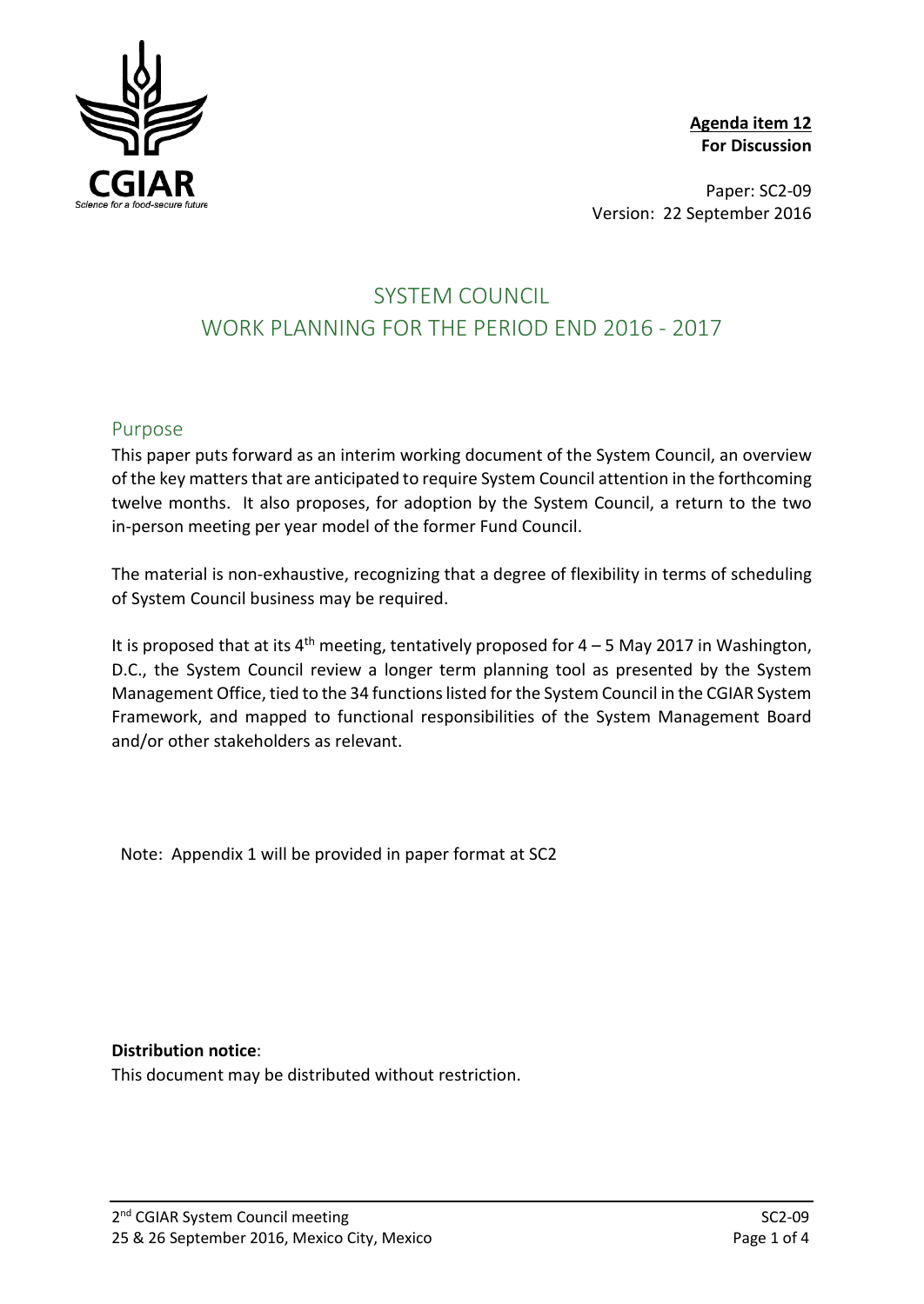**Agenda item 12**
**For Discussion**

Paper: SC2-09
Version: 22 September 2016

# SYSTEM COUNCIL
# WORK PLANNING FOR THE PERIOD END 2016 - 2017

## Purpose

This paper puts forward as an interim working document of the System Council, an overview of the key matters that are anticipated to require System Council attention in the forthcoming twelve months. It also proposes, for adoption by the System Council, a return to the two in-person meeting per year model of the former Fund Council.

The material is non-exhaustive, recognizing that a degree of flexibility in terms of scheduling of System Council business may be required.

It is proposed that at its 4th meeting, tentatively proposed for 4 – 5 May 2017 in Washington, D.C., the System Council review a longer term planning tool as presented by the System Management Office, tied to the 34 functions listed for the System Council in the CGIAR System Framework, and mapped to functional responsibilities of the System Management Board and/or other stakeholders as relevant.

Note: Appendix 1 will be provided in paper format at SC2

**Distribution notice**:
This document may be distributed without restriction.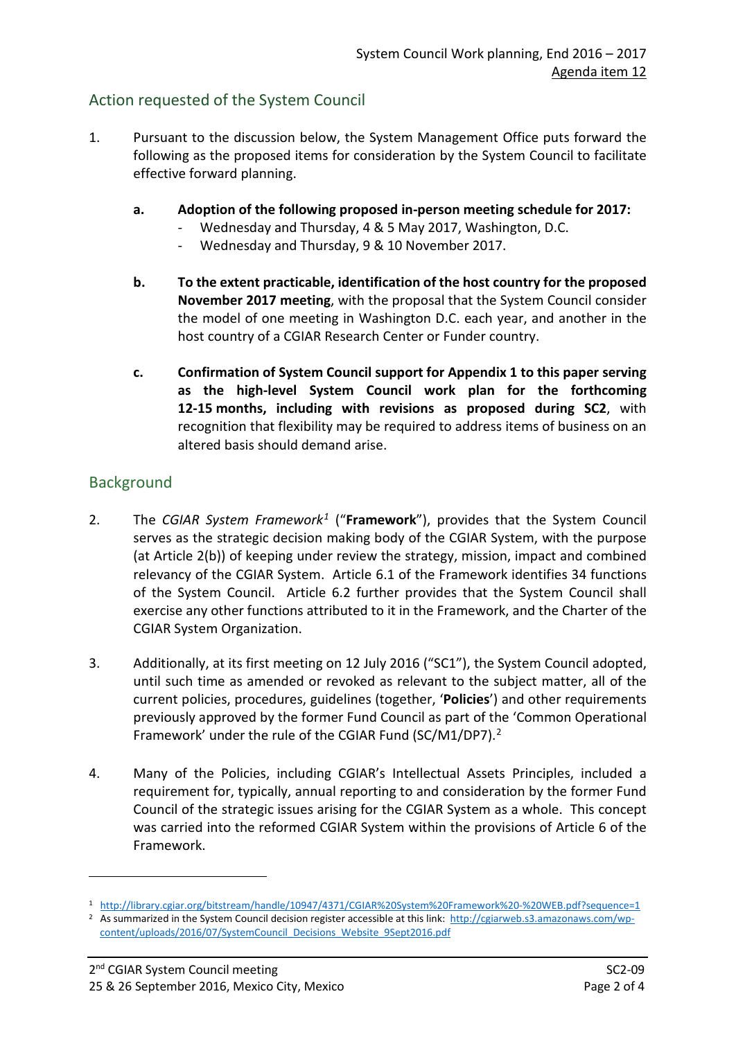## Action requested of the System Council

1. Pursuant to the discussion below, the System Management Office puts forward the following as the proposed items for consideration by the System Council to facilitate effective forward planning.

   **a. Adoption of the following proposed in-person meeting schedule for 2017:**
   - Wednesday and Thursday, 4 & 5 May 2017, Washington, D.C.
   - Wednesday and Thursday, 9 & 10 November 2017.

   **b. To the extent practicable, identification of the host country for the proposed November 2017 meeting**, with the proposal that the System Council consider the model of one meeting in Washington D.C. each year, and another in the host country of a CGIAR Research Center or Funder country.

   **c. Confirmation of System Council support for Appendix 1 to this paper serving as the high-level System Council work plan for the forthcoming 12-15 months, including with revisions as proposed during SC2**, with recognition that flexibility may be required to address items of business on an altered basis should demand arise.

## Background

2. The *CGIAR System Framework*[1] ("**Framework**"), provides that the System Council serves as the strategic decision making body of the CGIAR System, with the purpose (at Article 2(b)) of keeping under review the strategy, mission, impact and combined relevancy of the CGIAR System. Article 6.1 of the Framework identifies 34 functions of the System Council. Article 6.2 further provides that the System Council shall exercise any other functions attributed to it in the Framework, and the Charter of the CGIAR System Organization.

3. Additionally, at its first meeting on 12 July 2016 ("SC1"), the System Council adopted, until such time as amended or revoked as relevant to the subject matter, all of the current policies, procedures, guidelines (together, '**Policies**') and other requirements previously approved by the former Fund Council as part of the 'Common Operational Framework' under the rule of the CGIAR Fund (SC/M1/DP7).[2]

4. Many of the Policies, including CGIAR's Intellectual Assets Principles, included a requirement for, typically, annual reporting to and consideration by the former Fund Council of the strategic issues arising for the CGIAR System as a whole. This concept was carried into the reformed CGIAR System within the provisions of Article 6 of the Framework.

---

[1] http://library.cgiar.org/bitstream/handle/10947/4371/CGIAR%20System%20Framework%20-%20WEB.pdf?sequence=1

[2] As summarized in the System Council decision register accessible at this link: http://cgiarweb.s3.amazonaws.com/wp-content/uploads/2016/07/SystemCouncil_Decisions_Website_9Sept2016.pdf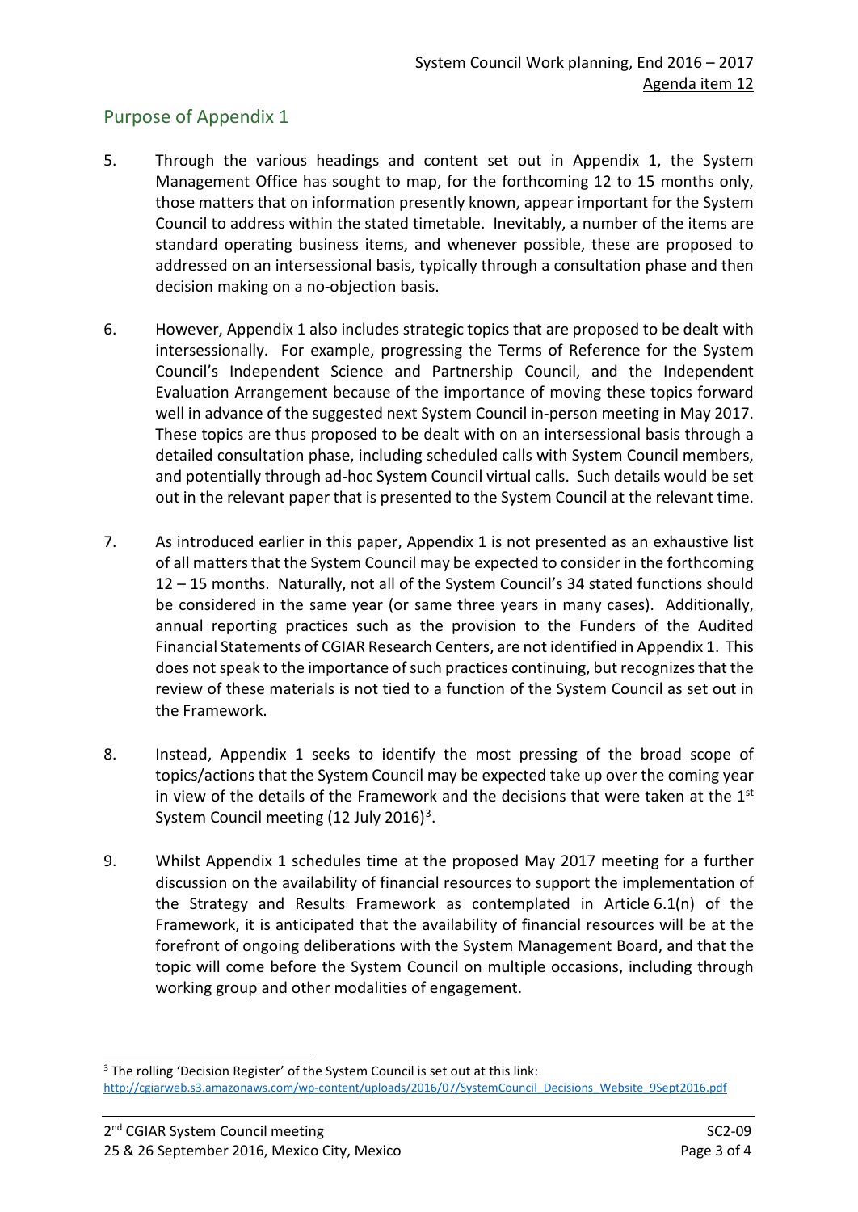## Purpose of Appendix 1

5. Through the various headings and content set out in Appendix 1, the System Management Office has sought to map, for the forthcoming 12 to 15 months only, those matters that on information presently known, appear important for the System Council to address within the stated timetable. Inevitably, a number of the items are standard operating business items, and whenever possible, these are proposed to addressed on an intersessional basis, typically through a consultation phase and then decision making on a no-objection basis.

6. However, Appendix 1 also includes strategic topics that are proposed to be dealt with intersessionally. For example, progressing the Terms of Reference for the System Council's Independent Science and Partnership Council, and the Independent Evaluation Arrangement because of the importance of moving these topics forward well in advance of the suggested next System Council in-person meeting in May 2017. These topics are thus proposed to be dealt with on an intersessional basis through a detailed consultation phase, including scheduled calls with System Council members, and potentially through ad-hoc System Council virtual calls. Such details would be set out in the relevant paper that is presented to the System Council at the relevant time.

7. As introduced earlier in this paper, Appendix 1 is not presented as an exhaustive list of all matters that the System Council may be expected to consider in the forthcoming 12 – 15 months. Naturally, not all of the System Council's 34 stated functions should be considered in the same year (or same three years in many cases). Additionally, annual reporting practices such as the provision to the Funders of the Audited Financial Statements of CGIAR Research Centers, are not identified in Appendix 1. This does not speak to the importance of such practices continuing, but recognizes that the review of these materials is not tied to a function of the System Council as set out in the Framework.

8. Instead, Appendix 1 seeks to identify the most pressing of the broad scope of topics/actions that the System Council may be expected take up over the coming year in view of the details of the Framework and the decisions that were taken at the 1st System Council meeting (12 July 2016)[3].

9. Whilst Appendix 1 schedules time at the proposed May 2017 meeting for a further discussion on the availability of financial resources to support the implementation of the Strategy and Results Framework as contemplated in Article 6.1(n) of the Framework, it is anticipated that the availability of financial resources will be at the forefront of ongoing deliberations with the System Management Board, and that the topic will come before the System Council on multiple occasions, including through working group and other modalities of engagement.

---

[3] The rolling 'Decision Register' of the System Council is set out at this link: http://cgiarweb.s3.amazonaws.com/wp-content/uploads/2016/07/SystemCouncil_Decisions_Website_9Sept2016.pdf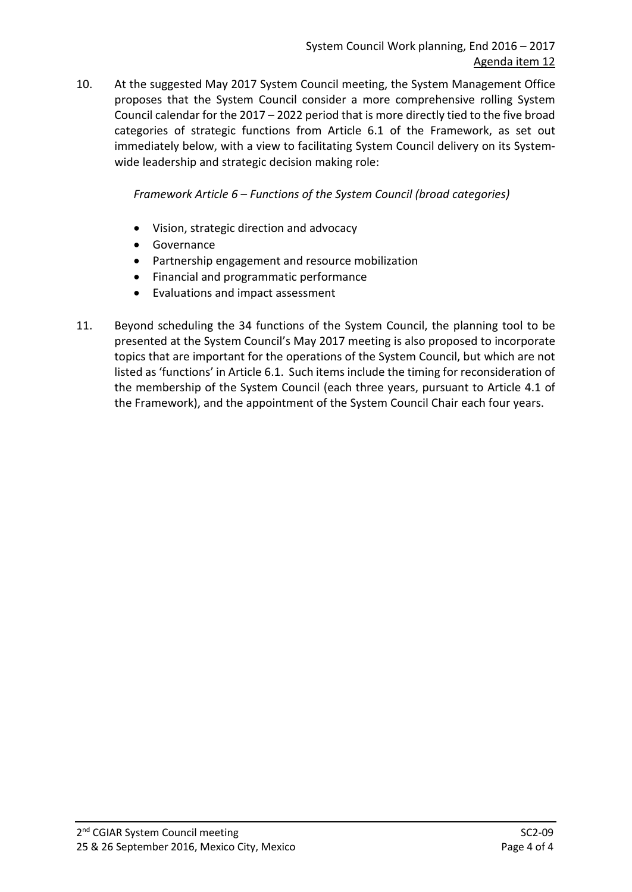10. At the suggested May 2017 System Council meeting, the System Management Office proposes that the System Council consider a more comprehensive rolling System Council calendar for the 2017 – 2022 period that is more directly tied to the five broad categories of strategic functions from Article 6.1 of the Framework, as set out immediately below, with a view to facilitating System Council delivery on its System-wide leadership and strategic decision making role:

   *Framework Article 6 – Functions of the System Council (broad categories)*

   - Vision, strategic direction and advocacy
   - Governance
   - Partnership engagement and resource mobilization
   - Financial and programmatic performance
   - Evaluations and impact assessment

11. Beyond scheduling the 34 functions of the System Council, the planning tool to be presented at the System Council's May 2017 meeting is also proposed to incorporate topics that are important for the operations of the System Council, but which are not listed as 'functions' in Article 6.1. Such items include the timing for reconsideration of the membership of the System Council (each three years, pursuant to Article 4.1 of the Framework), and the appointment of the System Council Chair each four years.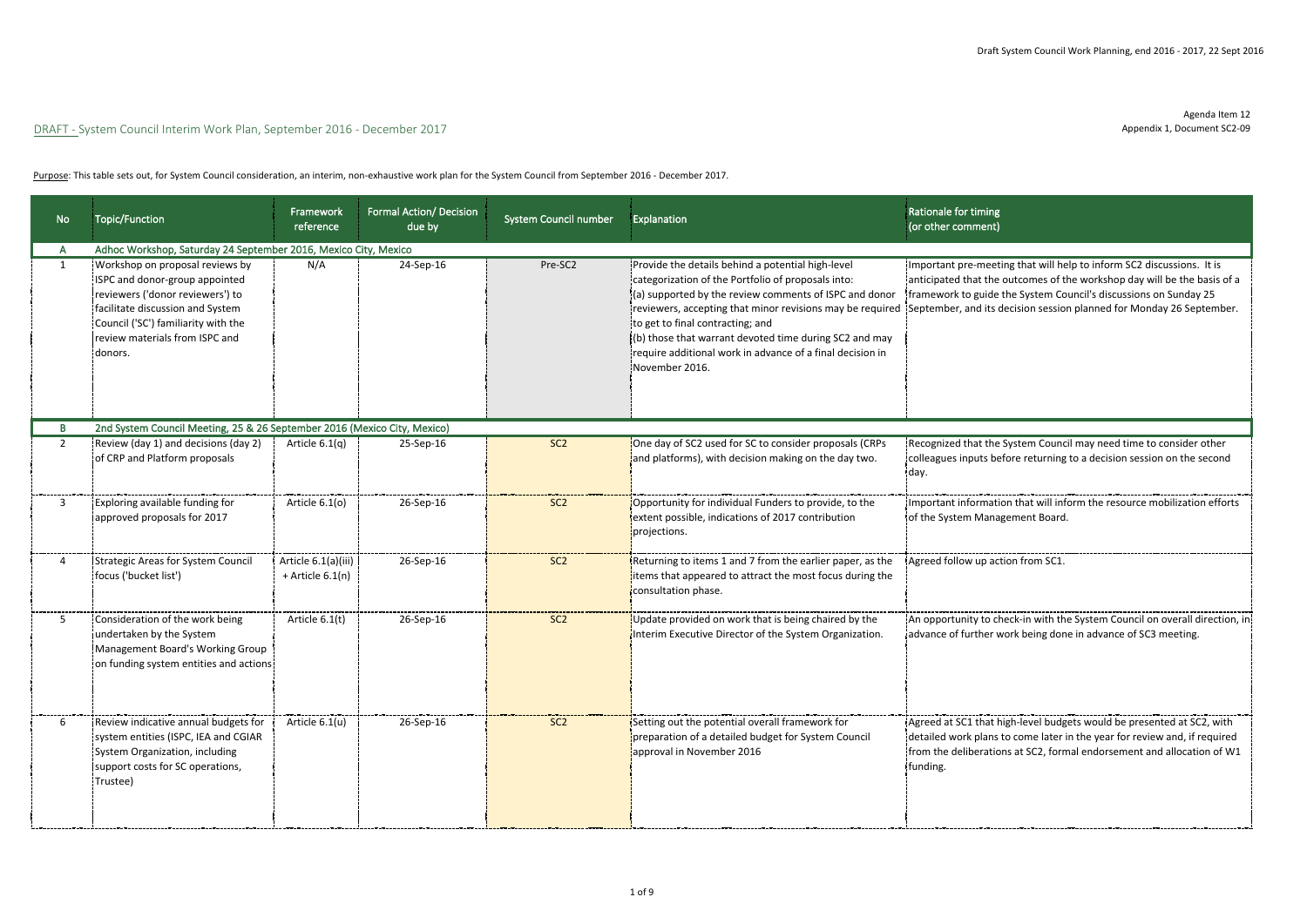Agenda Item 12
Appendix 1, Document SC2-09

## DRAFT - System Council Interim Work Plan, September 2016 - December 2017

Purpose: This table sets out, for System Council consideration, an interim, non-exhaustive work plan for the System Council from September 2016 - December 2017.

| No | Topic/Function | Framework reference | Formal Action/ Decision due by | System Council number | Explanation | Rationale for timing (or other comment) |
|---|---|---|---|---|---|---|
| A | Adhoc Workshop, Saturday 24 September 2016, Mexico City, Mexico | | | | | |
| 1 | Workshop on proposal reviews by ISPC and donor-group appointed reviewers ('donor reviewers') to facilitate discussion and System Council ('SC') familiarity with the review materials from ISPC and donors. | N/A | 24-Sep-16 | Pre-SC2 | Provide the details behind a potential high-level categorization of the Portfolio of proposals into:<br>(a) supported by the review comments of ISPC and donor reviewers, accepting that minor revisions may be required to get to final contracting; and<br>(b) those that warrant devoted time during SC2 and may require additional work in advance of a final decision in November 2016. | Important pre-meeting that will help to inform SC2 discussions. It is anticipated that the outcomes of the workshop day will be the basis of a framework to guide the System Council's discussions on Sunday 25 September, and its decision session planned for Monday 26 September. |
| B | 2nd System Council Meeting, 25 & 26 September 2016 (Mexico City, Mexico) | | | | | |
| 2 | Review (day 1) and decisions (day 2) of CRP and Platform proposals | Article 6.1(q) | 25-Sep-16 | SC2 | One day of SC2 used for SC to consider proposals (CRPs and platforms), with decision making on the day two. | Recognized that the System Council may need time to consider other colleagues inputs before returning to a decision session on the second day. |
| 3 | Exploring available funding for approved proposals for 2017 | Article 6.1(o) | 26-Sep-16 | SC2 | Opportunity for individual Funders to provide, to the extent possible, indications of 2017 contribution projections. | Important information that will inform the resource mobilization efforts of the System Management Board. |
| 4 | Strategic Areas for System Council focus ('bucket list') | Article 6.1(a)(iii) + Article 6.1(n) | 26-Sep-16 | SC2 | Returning to items 1 and 7 from the earlier paper, as the items that appeared to attract the most focus during the consultation phase. | Agreed follow up action from SC1. |
| 5 | Consideration of the work being undertaken by the System Management Board's Working Group on funding system entities and actions | Article 6.1(t) | 26-Sep-16 | SC2 | Update provided on work that is being chaired by the Interim Executive Director of the System Organization. | An opportunity to check-in with the System Council on overall direction, in advance of further work being done in advance of SC3 meeting. |
| 6 | Review indicative annual budgets for system entities (ISPC, IEA and CGIAR System Organization, including support costs for SC operations, Trustee) | Article 6.1(u) | 26-Sep-16 | SC2 | Setting out the potential overall framework for preparation of a detailed budget for System Council approval in November 2016 | Agreed at SC1 that high-level budgets would be presented at SC2, with detailed work plans to come later in the year for review and, if required from the deliberations at SC2, formal endorsement and allocation of W1 funding. |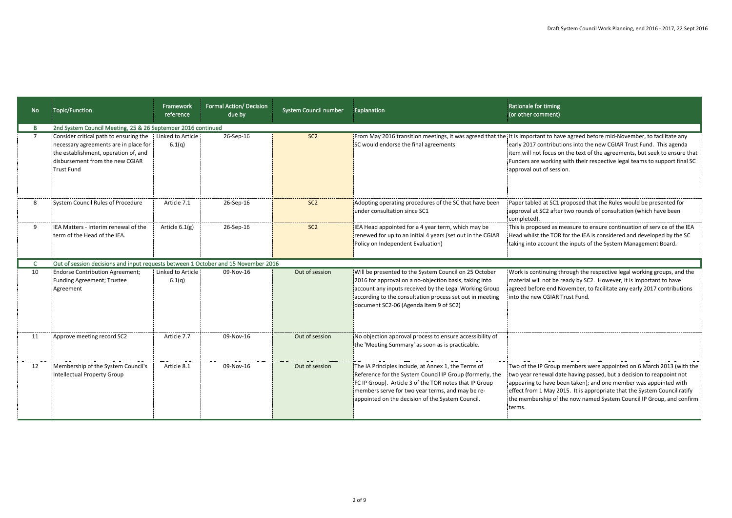| No | Topic/Function | Framework reference | Formal Action/ Decision due by | System Council number | Explanation | Rationale for timing (or other comment) |
|---|---|---|---|---|---|---|
| B | 2nd System Council Meeting, 25 & 26 September 2016 continued | | | | | |
| 7 | Consider critical path to ensuring the necessary agreements are in place for the establishment, operation of, and disbursement from the new CGIAR Trust Fund | Linked to Article 6.1(q) | 26-Sep-16 | SC2 | From May 2016 transition meetings, it was agreed that the SC would endorse the final agreements | It is important to have agreed before mid-November, to facilitate any early 2017 contributions into the new CGIAR Trust Fund. This agenda item will not focus on the text of the agreements, but seek to ensure that Funders are working with their respective legal teams to support final SC approval out of session. |
| 8 | System Council Rules of Procedure | Article 7.1 | 26-Sep-16 | SC2 | Adopting operating procedures of the SC that have been under consultation since SC1 | Paper tabled at SC1 proposed that the Rules would be presented for approval at SC2 after two rounds of consultation (which have been completed). |
| 9 | IEA Matters - Interim renewal of the term of the Head of the IEA. | Article 6.1(g) | 26-Sep-16 | SC2 | IEA Head appointed for a 4 year term, which may be renewed for up to an initial 4 years (set out in the CGIAR Policy on Independent Evaluation) | This is proposed as measure to ensure continuation of service of the IEA Head whilst the TOR for the IEA is considered and developed by the SC taking into account the inputs of the System Management Board. |
| C | Out of session decisions and input requests between 1 October and 15 November 2016 | | | | | |
| 10 | Endorse Contribution Agreement; Funding Agreement; Trustee Agreement | Linked to Article 6.1(q) | 09-Nov-16 | Out of session | Will be presented to the System Council on 25 October 2016 for approval on a no-objection basis, taking into account any inputs received by the Legal Working Group according to the consultation process set out in meeting document SC2-06 (Agenda Item 9 of SC2) | Work is continuing through the respective legal working groups, and the material will not be ready by SC2. However, it is important to have agreed before end November, to facilitate any early 2017 contributions into the new CGIAR Trust Fund. |
| 11 | Approve meeting record SC2 | Article 7.7 | 09-Nov-16 | Out of session | No objection approval process to ensure accessibility of the 'Meeting Summary' as soon as is practicable. | |
| 12 | Membership of the System Council's Intellectual Property Group | Article 8.1 | 09-Nov-16 | Out of session | The IA Principles include, at Annex 1, the Terms of Reference for the System Council IP Group (formerly, the FC IP Group). Article 3 of the TOR notes that IP Group members serve for two year terms, and may be re-appointed on the decision of the System Council. | Two of the IP Group members were appointed on 6 March 2013 (with the two year renewal date having passed, but a decision to reappoint not appearing to have been taken); and one member was appointed with effect from 1 May 2015. It is appropriate that the System Council ratify the membership of the now named System Council IP Group, and confirm terms. |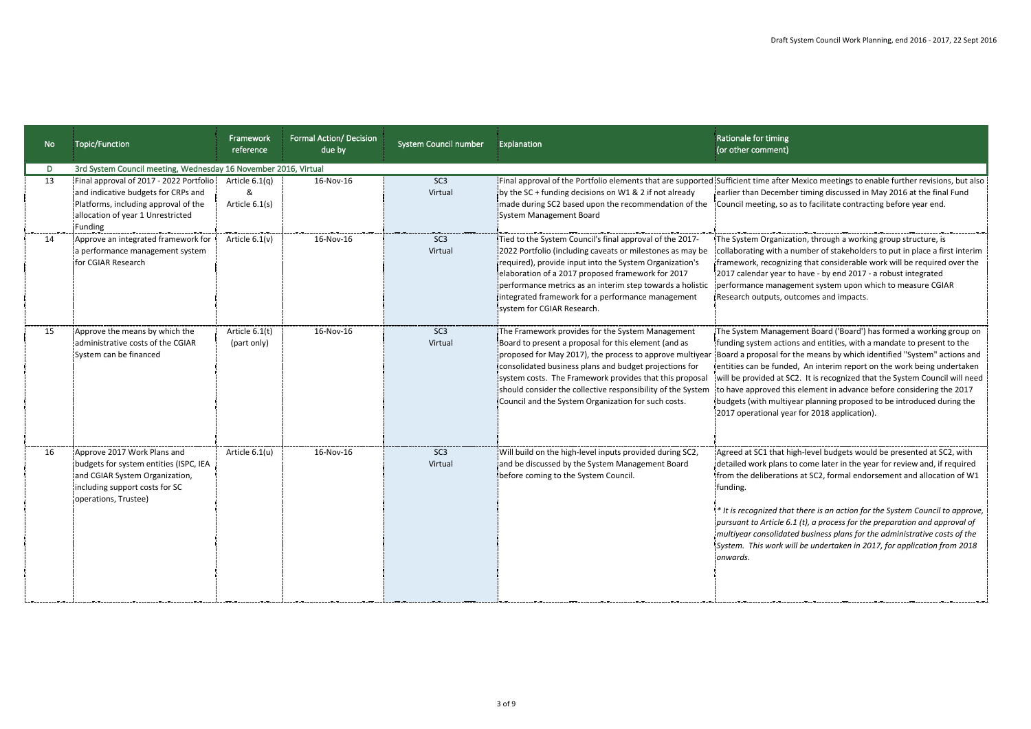Draft System Council Work Planning, end 2016 - 2017, 22 Sept 2016

| No | Topic/Function | Framework reference | Formal Action/ Decision due by | System Council number | Explanation | Rationale for timing (or other comment) |
|---|---|---|---|---|---|---|
| D | 3rd System Council meeting, Wednesday 16 November 2016, Virtual | | | | | |
| 13 | Final approval of 2017 - 2022 Portfolio and indicative budgets for CRPs and Platforms, including approval of the allocation of year 1 Unrestricted Funding | Article 6.1(q) & Article 6.1(s) | 16-Nov-16 | SC3 Virtual | Final approval of the Portfolio elements that are supported by the SC + funding decisions on W1 & 2 if not already made during SC2 based upon the recommendation of the System Management Board | Sufficient time after Mexico meetings to enable further revisions, but also earlier than December timing discussed in May 2016 at the final Fund Council meeting, so as to facilitate contracting before year end. |
| 14 | Approve an integrated framework for a performance management system for CGIAR Research | Article 6.1(v) | 16-Nov-16 | SC3 Virtual | Tied to the System Council's final approval of the 2017-2022 Portfolio (including caveats or milestones as may be required), provide input into the System Organization's elaboration of a 2017 proposed framework for 2017 performance metrics as an interim step towards a holistic integrated framework for a performance management system for CGIAR Research. | The System Organization, through a working group structure, is collaborating with a number of stakeholders to put in place a first interim framework, recognizing that considerable work will be required over the 2017 calendar year to have - by end 2017 - a robust integrated performance management system upon which to measure CGIAR Research outputs, outcomes and impacts. |
| 15 | Approve the means by which the administrative costs of the CGIAR System can be financed | Article 6.1(t) (part only) | 16-Nov-16 | SC3 Virtual | The Framework provides for the System Management Board to present a proposal for this element (and as proposed for May 2017), the process to approve multiyear consolidated business plans and budget projections for system costs. The Framework provides that this proposal should consider the collective responsibility of the System Council and the System Organization for such costs. | The System Management Board ('Board') has formed a working group on funding system actions and entities, with a mandate to present to the Board a proposal for the means by which identified "System" actions and entities can be funded, An interim report on the work being undertaken will be provided at SC2. It is recognized that the System Council will need to have approved this element in advance before considering the 2017 budgets (with multiyear planning proposed to be introduced during the 2017 operational year for 2018 application). |
| 16 | Approve 2017 Work Plans and budgets for system entities (ISPC, IEA and CGIAR System Organization, including support costs for SC operations, Trustee) | Article 6.1(u) | 16-Nov-16 | SC3 Virtual | Will build on the high-level inputs provided during SC2, and be discussed by the System Management Board before coming to the System Council. | Agreed at SC1 that high-level budgets would be presented at SC2, with detailed work plans to come later in the year for review and, if required from the deliberations at SC2, formal endorsement and allocation of W1 funding.<br><br>*\* It is recognized that there is an action for the System Council to approve, pursuant to Article 6.1 (t), a process for the preparation and approval of multiyear consolidated business plans for the administrative costs of the System. This work will be undertaken in 2017, for application from 2018 onwards.* |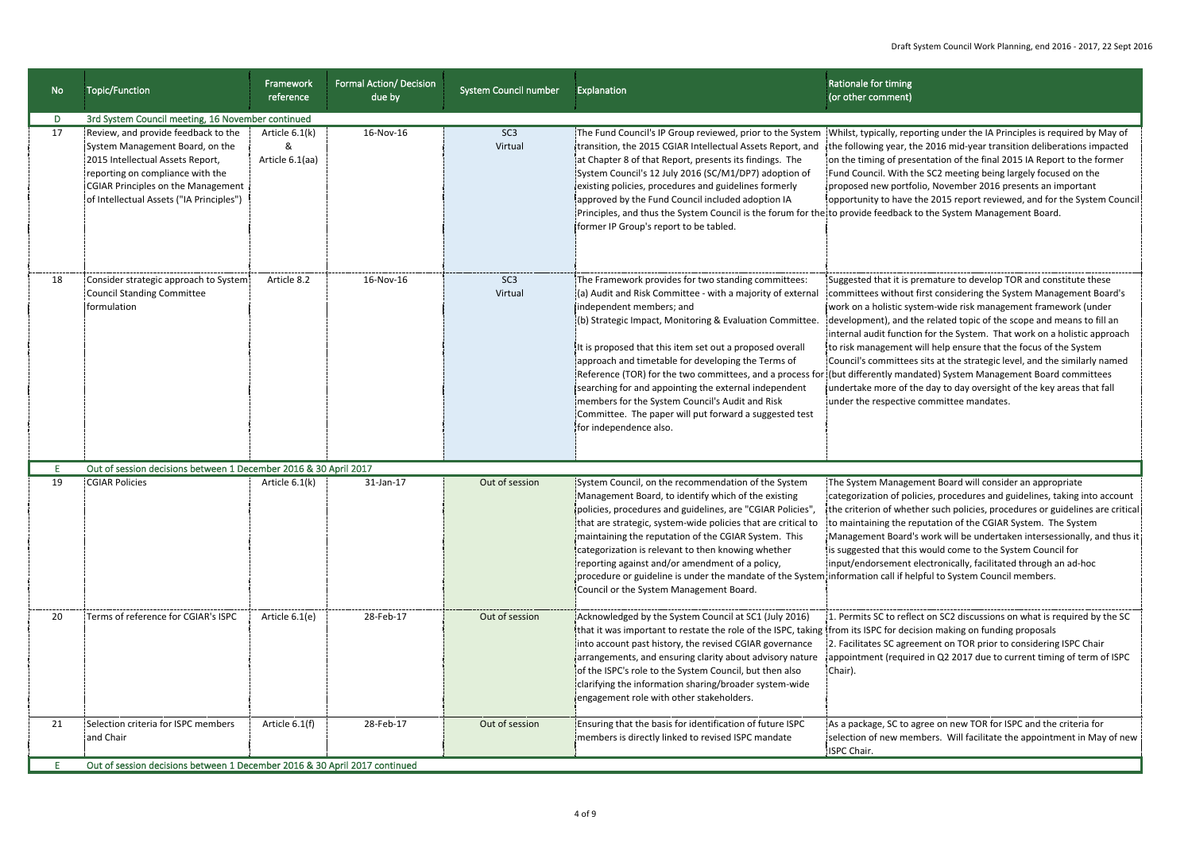| No | Topic/Function | Framework reference | Formal Action/ Decision due by | System Council number | Explanation | Rationale for timing (or other comment) |
|---|---|---|---|---|---|---|
| D | 3rd System Council meeting, 16 November continued | | | | | |
| 17 | Review, and provide feedback to the System Management Board, on the 2015 Intellectual Assets Report, reporting on compliance with the CGIAR Principles on the Management of Intellectual Assets ("IA Principles") | Article 6.1(k) & Article 6.1(aa) | 16-Nov-16 | SC3 Virtual | The Fund Council's IP Group reviewed, prior to the System transition, the 2015 CGIAR Intellectual Assets Report, and at Chapter 8 of that Report, presents its findings. The System Council's 12 July 2016 (SC/M1/DP7) adoption of existing policies, procedures and guidelines formerly approved by the Fund Council included adoption IA Principles, and thus the System Council is the forum for the former IP Group's report to be tabled. | Whilst, typically, reporting under the IA Principles is required by May of the following year, the 2016 mid-year transition deliberations impacted on the timing of presentation of the final 2015 IA Report to the former Fund Council. With the SC2 meeting being largely focused on the proposed new portfolio, November 2016 presents an important opportunity to have the 2015 report reviewed, and for the System Council to provide feedback to the System Management Board. |
| 18 | Consider strategic approach to System Council Standing Committee formulation | Article 8.2 | 16-Nov-16 | SC3 Virtual | The Framework provides for two standing committees:<br>(a) Audit and Risk Committee - with a majority of external independent members; and<br>(b) Strategic Impact, Monitoring & Evaluation Committee.<br><br>It is proposed that this item set out a proposed overall approach and timetable for developing the Terms of Reference (TOR) for the two committees, and a process for searching for and appointing the external independent members for the System Council's Audit and Risk Committee. The paper will put forward a suggested test for independence also. | Suggested that it is premature to develop TOR and constitute these committees without first considering the System Management Board's work on a holistic system-wide risk management framework (under development), and the related topic of the scope and means to fill an internal audit function for the System. That work on a holistic approach to risk management will help ensure that the focus of the System Council's committees sits at the strategic level, and the similarly named (but differently mandated) System Management Board committees undertake more of the day to day oversight of the key areas that fall under the respective committee mandates. |
| E | Out of session decisions between 1 December 2016 & 30 April 2017 | | | | | |
| 19 | CGIAR Policies | Article 6.1(k) | 31-Jan-17 | Out of session | System Council, on the recommendation of the System Management Board, to identify which of the existing policies, procedures and guidelines, are "CGIAR Policies", that are strategic, system-wide policies that are critical to maintaining the reputation of the CGIAR System. This categorization is relevant to then knowing whether reporting against and/or amendment of a policy, procedure or guideline is under the mandate of the System Council or the System Management Board. | The System Management Board will consider an appropriate categorization of policies, procedures and guidelines, taking into account the criterion of whether such policies, procedures or guidelines are critical to maintaining the reputation of the CGIAR System. The System Management Board's work will be undertaken intersessionally, and thus it is suggested that this would come to the System Council for input/endorsement electronically, facilitated through an ad-hoc information call if helpful to System Council members. |
| 20 | Terms of reference for CGIAR's ISPC | Article 6.1(e) | 28-Feb-17 | Out of session | Acknowledged by the System Council at SC1 (July 2016) that it was important to restate the role of the ISPC, taking into account past history, the revised CGIAR governance arrangements, and ensuring clarity about advisory nature of the ISPC's role to the System Council, but then also clarifying the information sharing/broader system-wide engagement role with other stakeholders. | 1. Permits SC to reflect on SC2 discussions on what is required by the SC from its ISPC for decision making on funding proposals<br>2. Facilitates SC agreement on TOR prior to considering ISPC Chair appointment (required in Q2 2017 due to current timing of term of ISPC Chair). |
| 21 | Selection criteria for ISPC members and Chair | Article 6.1(f) | 28-Feb-17 | Out of session | Ensuring that the basis for identification of future ISPC members is directly linked to revised ISPC mandate | As a package, SC to agree on new TOR for ISPC and the criteria for selection of new members. Will facilitate the appointment in May of new ISPC Chair. |
| E | Out of session decisions between 1 December 2016 & 30 April 2017 continued | | | | | |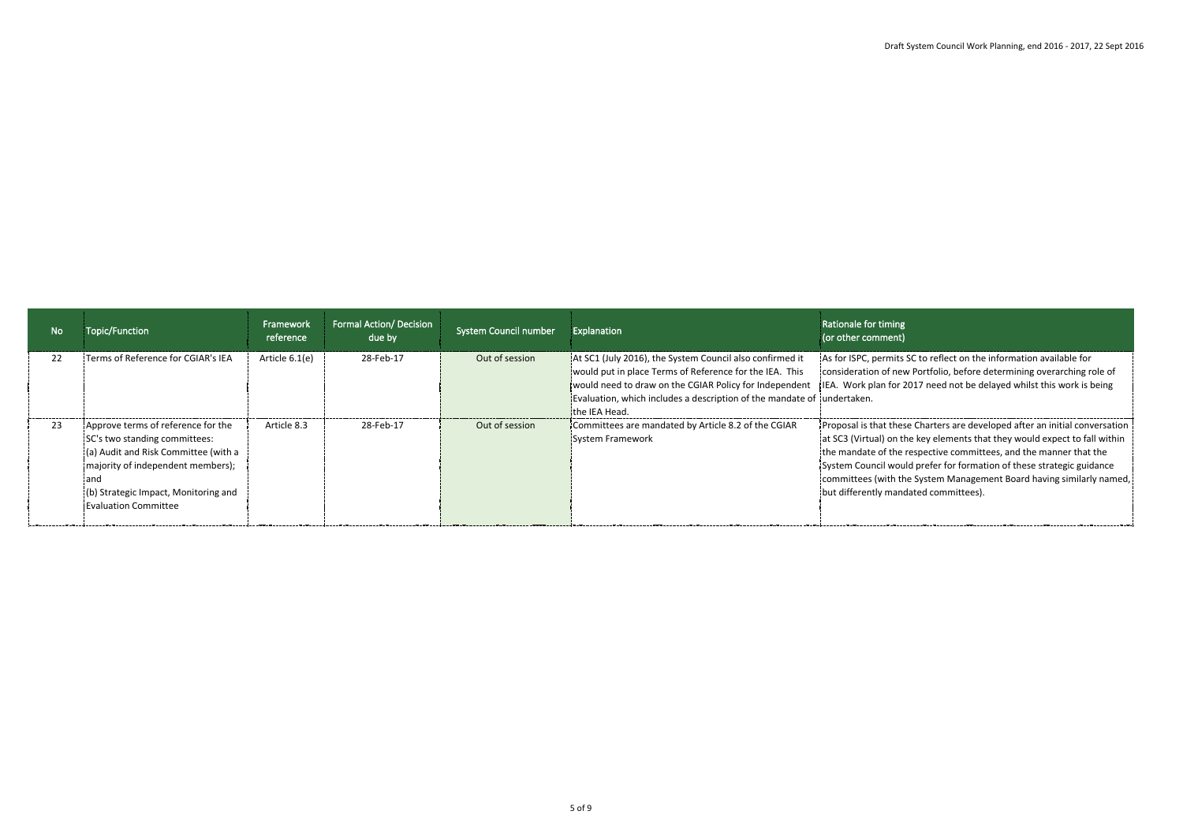| No | Topic/Function | Framework reference | Formal Action/ Decision due by | System Council number | Explanation | Rationale for timing (or other comment) |
|---|---|---|---|---|---|---|
| 22 | Terms of Reference for CGIAR's IEA | Article 6.1(e) | 28-Feb-17 | Out of session | At SC1 (July 2016), the System Council also confirmed it would put in place Terms of Reference for the IEA. This would need to draw on the CGIAR Policy for Independent Evaluation, which includes a description of the mandate of the IEA Head. | As for ISPC, permits SC to reflect on the information available for consideration of new Portfolio, before determining overarching role of IEA. Work plan for 2017 need not be delayed whilst this work is being undertaken. |
| 23 | Approve terms of reference for the SC's two standing committees:<br>(a) Audit and Risk Committee (with a majority of independent members); and<br>(b) Strategic Impact, Monitoring and Evaluation Committee | Article 8.3 | 28-Feb-17 | Out of session | Committees are mandated by Article 8.2 of the CGIAR System Framework | Proposal is that these Charters are developed after an initial conversation at SC3 (Virtual) on the key elements that they would expect to fall within the mandate of the respective committees, and the manner that the System Council would prefer for formation of these strategic guidance committees (with the System Management Board having similarly named, but differently mandated committees). |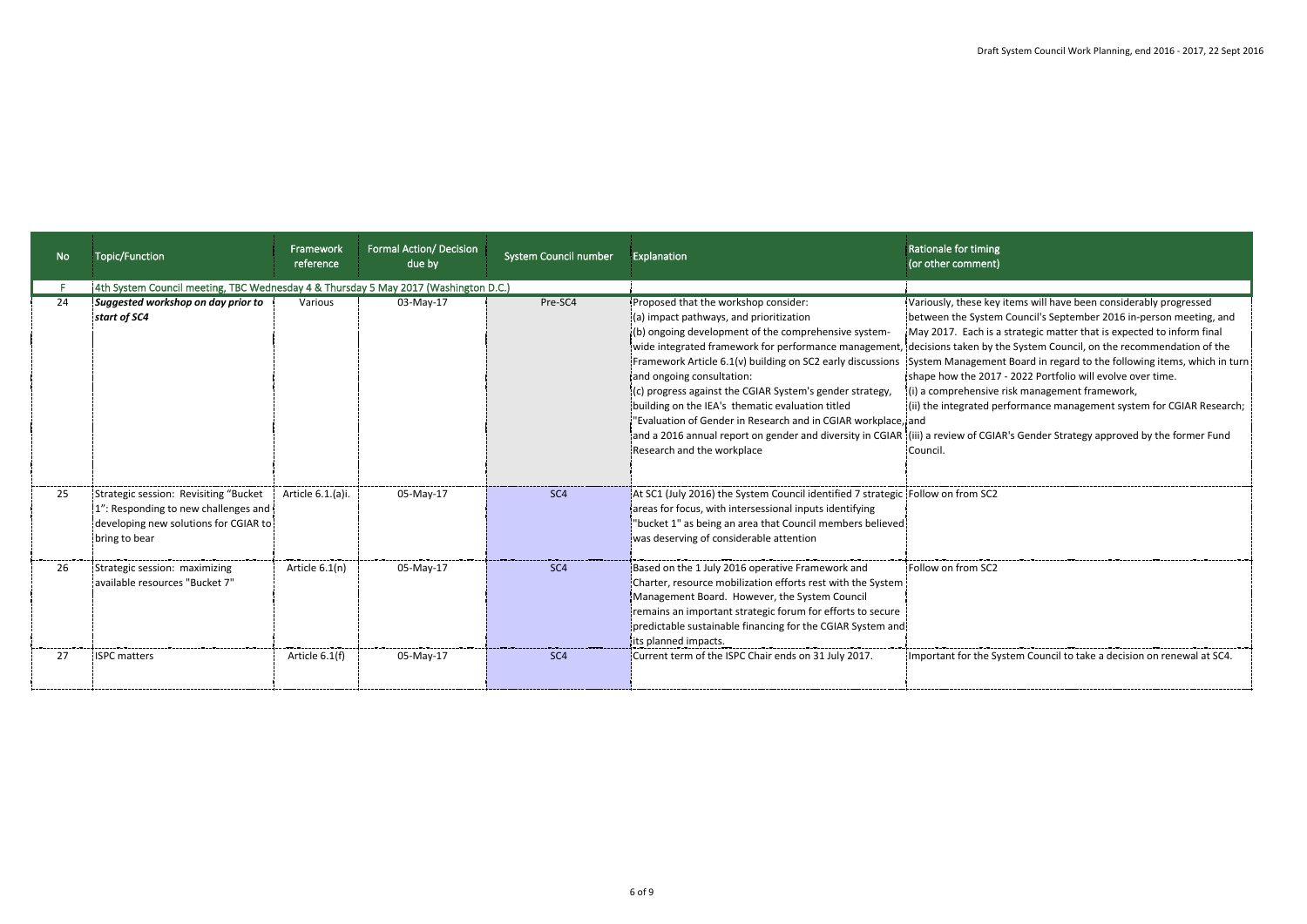| No | Topic/Function | Framework reference | Formal Action/ Decision due by | System Council number | Explanation | Rationale for timing (or other comment) |
|---|---|---|---|---|---|---|
| F | 4th System Council meeting, TBC Wednesday 4 & Thursday 5 May 2017 (Washington D.C.) | | | | | |
| 24 | ***Suggested workshop on day prior to start of SC4*** | Various | 03-May-17 | Pre-SC4 | Proposed that the workshop consider:<br>(a) impact pathways, and prioritization<br>(b) ongoing development of the comprehensive system-wide integrated framework for performance management, Framework Article 6.1(v) building on SC2 early discussions and ongoing consultation:<br>(c) progress against the CGIAR System's gender strategy, building on the IEA's thematic evaluation titled "Evaluation of Gender in Research and in CGIAR workplace, and a 2016 annual report on gender and diversity in CGIAR Research and the workplace | Variously, these key items will have been considerably progressed between the System Council's September 2016 in-person meeting, and May 2017. Each is a strategic matter that is expected to inform final decisions taken by the System Council, on the recommendation of the System Management Board in regard to the following items, which in turn shape how the 2017 - 2022 Portfolio will evolve over time.<br>(i) a comprehensive risk management framework,<br>(ii) the integrated performance management system for CGIAR Research; and<br>(iii) a review of CGIAR's Gender Strategy approved by the former Fund Council. |
| 25 | Strategic session: Revisiting "Bucket 1": Responding to new challenges and developing new solutions for CGIAR to bring to bear | Article 6.1.(a)i. | 05-May-17 | SC4 | At SC1 (July 2016) the System Council identified 7 strategic areas for focus, with intersessional inputs identifying "bucket 1" as being an area that Council members believed was deserving of considerable attention | Follow on from SC2 |
| 26 | Strategic session: maximizing available resources "Bucket 7" | Article 6.1(n) | 05-May-17 | SC4 | Based on the 1 July 2016 operative Framework and Charter, resource mobilization efforts rest with the System Management Board. However, the System Council remains an important strategic forum for efforts to secure predictable sustainable financing for the CGIAR System and its planned impacts. | Follow on from SC2 |
| 27 | ISPC matters | Article 6.1(f) | 05-May-17 | SC4 | Current term of the ISPC Chair ends on 31 July 2017. | Important for the System Council to take a decision on renewal at SC4. |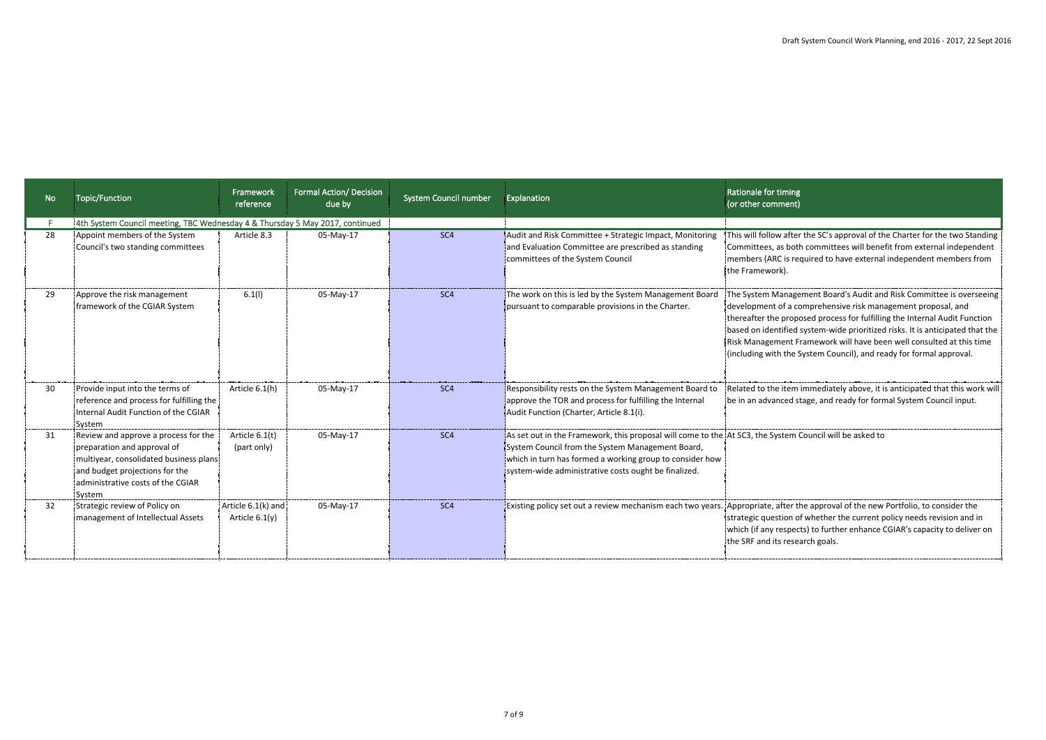| No | Topic/Function | Framework reference | Formal Action/ Decision due by | System Council number | Explanation | Rationale for timing (or other comment) |
|---|---|---|---|---|---|---|
| F | 4th System Council meeting, TBC Wednesday 4 & Thursday 5 May 2017, continued | | | | | |
| 28 | Appoint members of the System Council's two standing committees | Article 8.3 | 05-May-17 | SC4 | Audit and Risk Committee + Strategic Impact, Monitoring and Evaluation Committee are prescribed as standing committees of the System Council | This will follow after the SC's approval of the Charter for the two Standing Committees, as both committees will benefit from external independent members (ARC is required to have external independent members from the Framework). |
| 29 | Approve the risk management framework of the CGIAR System | 6.1(l) | 05-May-17 | SC4 | The work on this is led by the System Management Board pursuant to comparable provisions in the Charter. | The System Management Board's Audit and Risk Committee is overseeing development of a comprehensive risk management proposal, and thereafter the proposed process for fulfilling the Internal Audit Function based on identified system-wide prioritized risks. It is anticipated that the Risk Management Framework will have been well consulted at this time (including with the System Council), and ready for formal approval. |
| 30 | Provide input into the terms of reference and process for fulfilling the Internal Audit Function of the CGIAR System | Article 6.1(h) | 05-May-17 | SC4 | Responsibility rests on the System Management Board to approve the TOR and process for fulfilling the Internal Audit Function (Charter, Article 8.1(i). | Related to the item immediately above, it is anticipated that this work will be in an advanced stage, and ready for formal System Council input. |
| 31 | Review and approve a process for the preparation and approval of multiyear, consolidated business plans and budget projections for the administrative costs of the CGIAR System | Article 6.1(t) (part only) | 05-May-17 | SC4 | As set out in the Framework, this proposal will come to the System Council from the System Management Board, which in turn has formed a working group to consider how system-wide administrative costs ought be finalized. | At SC3, the System Council will be asked to |
| 32 | Strategic review of Policy on management of Intellectual Assets | Article 6.1(k) and Article 6.1(y) | 05-May-17 | SC4 | Existing policy set out a review mechanism each two years. | Appropriate, after the approval of the new Portfolio, to consider the strategic question of whether the current policy needs revision and in which (if any respects) to further enhance CGIAR's capacity to deliver on the SRF and its research goals. |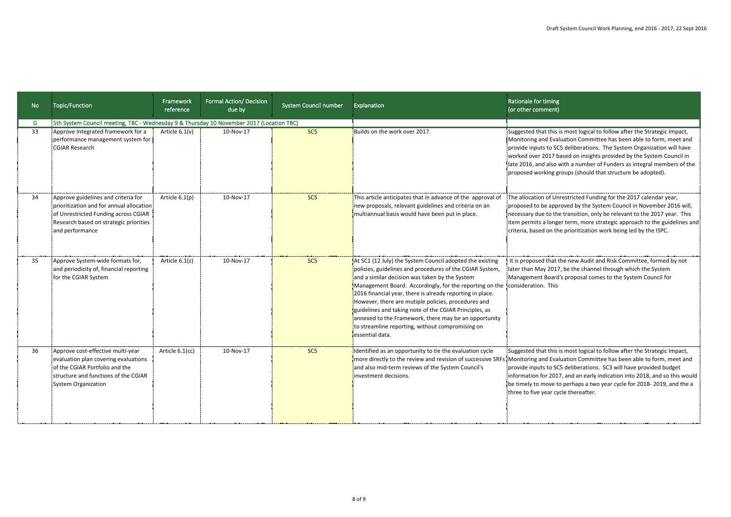| No | Topic/Function | Framework reference | Formal Action/ Decision due by | System Council number | Explanation | Rationale for timing (or other comment) |
|---|---|---|---|---|---|---|
| G | 5th System Council meeting, TBC - Wednesday 9 & Thursday 10 November 2017 (Location TBC) | | | | | |
| 33 | Approve Integrated framework for a performance management system for CGIAR Research | Article 6.1(v) | 10-Nov-17 | SC5 | Builds on the work over 2017. | Suggested that this is most logical to follow after the Strategic Impact, Monitoring and Evaluation Committee has been able to form, meet and provide inputs to SC5 deliberations. The System Organization will have worked over 2017 based on insights provided by the System Council in late 2016, and also with a number of Funders as integral members of the proposed working groups (should that structure be adopted). |
| 34 | Approve guidelines and criteria for prioritization and for annual allocation of Unrestricted Funding across CGIAR Research based on strategic priorities and performance | Article 6.1(p) | 10-Nov-17 | SC5 | This article anticipates that in advance of the approval of new proposals, relevant guidelines and criteria on an multiannual basis would have been put in place. | The allocation of Unrestricted Funding for the 2017 calendar year, proposed to be approved by the System Council in November 2016 will, necessary due to the transition, only be relevant to the 2017 year. This item permits a longer term, more strategic approach to the guidelines and criteria, based on the prioritization work being led by the ISPC. |
| 35 | Approve System-wide formats for, and periodicity of, financial reporting for the CGIAR System | Article 6.1(z) | 10-Nov-17 | SC5 | At SC1 (12 July) the System Council adopted the existing policies, guidelines and procedures of the CGIAR System, and a similar decision was taken by the System Management Board. Accordingly, for the reporting on the 2016 financial year, there is already reporting in place. However, there are mutiple policies, procedures and guidelines and taking note of the CGIAR Principles, as annexed to the Framework, there may be an opportunity to streamline reporting, without compromising on essential data. | It is proposed that the new Audit and Risk Committee, formed by not later than May 2017, be the channel through which the System Management Board's proposal comes to the System Council for consideration. This |
| 36 | Approve cost-effective multi-year evaluation plan covering evaluations of the CGIAR Portfolio and the structure and functions of the CGIAR System Organization | Article 6.1(cc) | 10-Nov-17 | SC5 | Identified as an opportunity to tie the evaluation cycle more directly to the review and revision of successive SRFs and also mid-term reviews of the System Council's investment decisions. | Suggested that this is most logical to follow after the Strategic Impact, Monitoring and Evaluation Committee has been able to form, meet and provide inputs to SC5 deliberations. SC3 will have provided budget information for 2017, and an early indication into 2018, and so this would be timely to move to perhaps a two year cycle for 2018- 2019, and the a three to five year cycle thereafter. |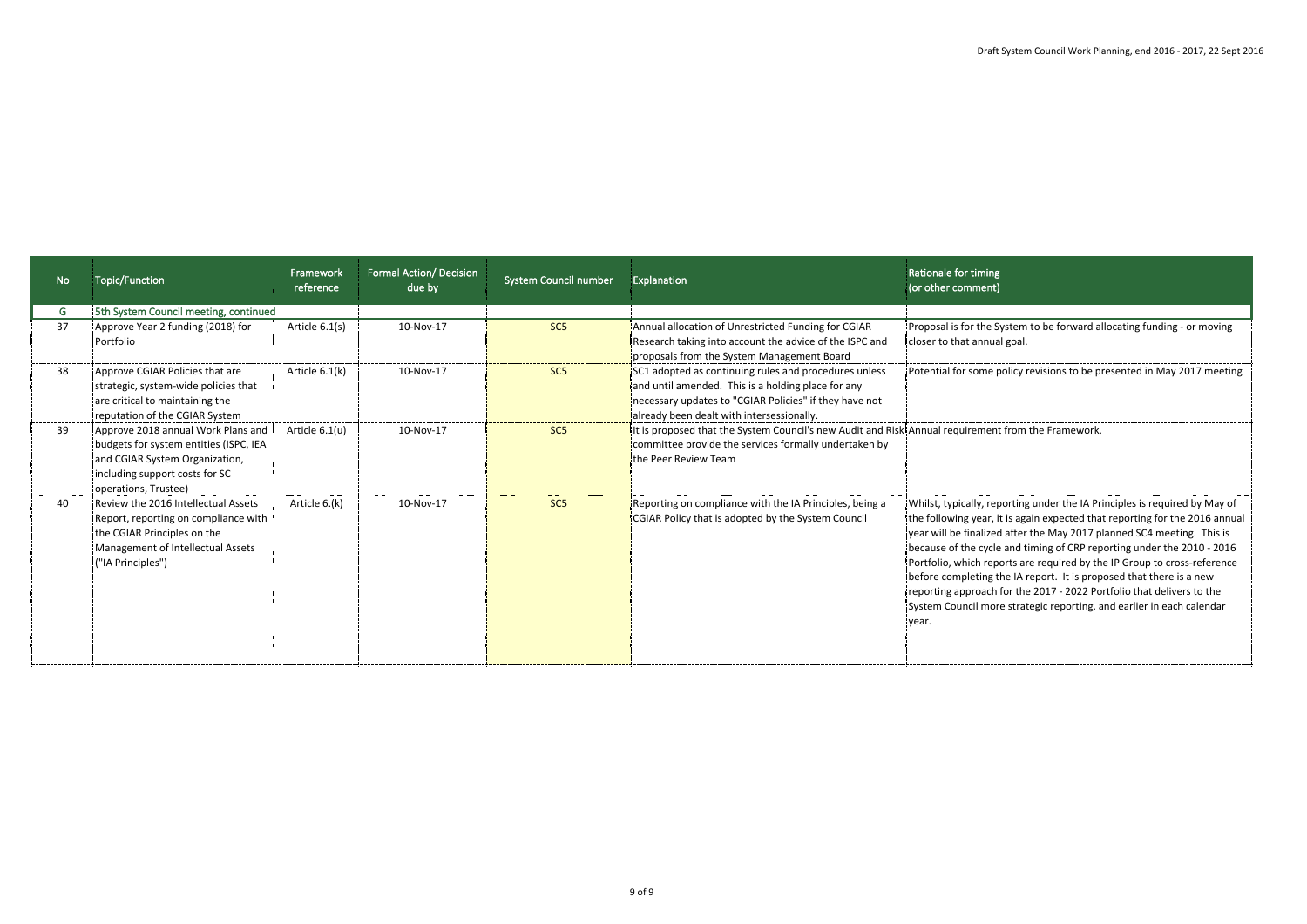| No | Topic/Function | Framework reference | Formal Action/ Decision due by | System Council number | Explanation | Rationale for timing (or other comment) |
|---|---|---|---|---|---|---|
| G | 5th System Council meeting, continued | | | | | |
| 37 | Approve Year 2 funding (2018) for Portfolio | Article 6.1(s) | 10-Nov-17 | SC5 | Annual allocation of Unrestricted Funding for CGIAR Research taking into account the advice of the ISPC and proposals from the System Management Board | Proposal is for the System to be forward allocating funding - or moving closer to that annual goal. |
| 38 | Approve CGIAR Policies that are strategic, system-wide policies that are critical to maintaining the reputation of the CGIAR System | Article 6.1(k) | 10-Nov-17 | SC5 | SC1 adopted as continuing rules and procedures unless and until amended. This is a holding place for any necessary updates to "CGIAR Policies" if they have not already been dealt with intersessionally. | Potential for some policy revisions to be presented in May 2017 meeting |
| 39 | Approve 2018 annual Work Plans and budgets for system entities (ISPC, IEA and CGIAR System Organization, including support costs for SC operations, Trustee) | Article 6.1(u) | 10-Nov-17 | SC5 | It is proposed that the System Council's new Audit and Risk committee provide the services formally undertaken by the Peer Review Team | Annual requirement from the Framework. |
| 40 | Review the 2016 Intellectual Assets Report, reporting on compliance with the CGIAR Principles on the Management of Intellectual Assets ("IA Principles") | Article 6.(k) | 10-Nov-17 | SC5 | Reporting on compliance with the IA Principles, being a CGIAR Policy that is adopted by the System Council | Whilst, typically, reporting under the IA Principles is required by May of the following year, it is again expected that reporting for the 2016 annual year will be finalized after the May 2017 planned SC4 meeting. This is because of the cycle and timing of CRP reporting under the 2010 - 2016 Portfolio, which reports are required by the IP Group to cross-reference before completing the IA report. It is proposed that there is a new reporting approach for the 2017 - 2022 Portfolio that delivers to the System Council more strategic reporting, and earlier in each calendar year. |